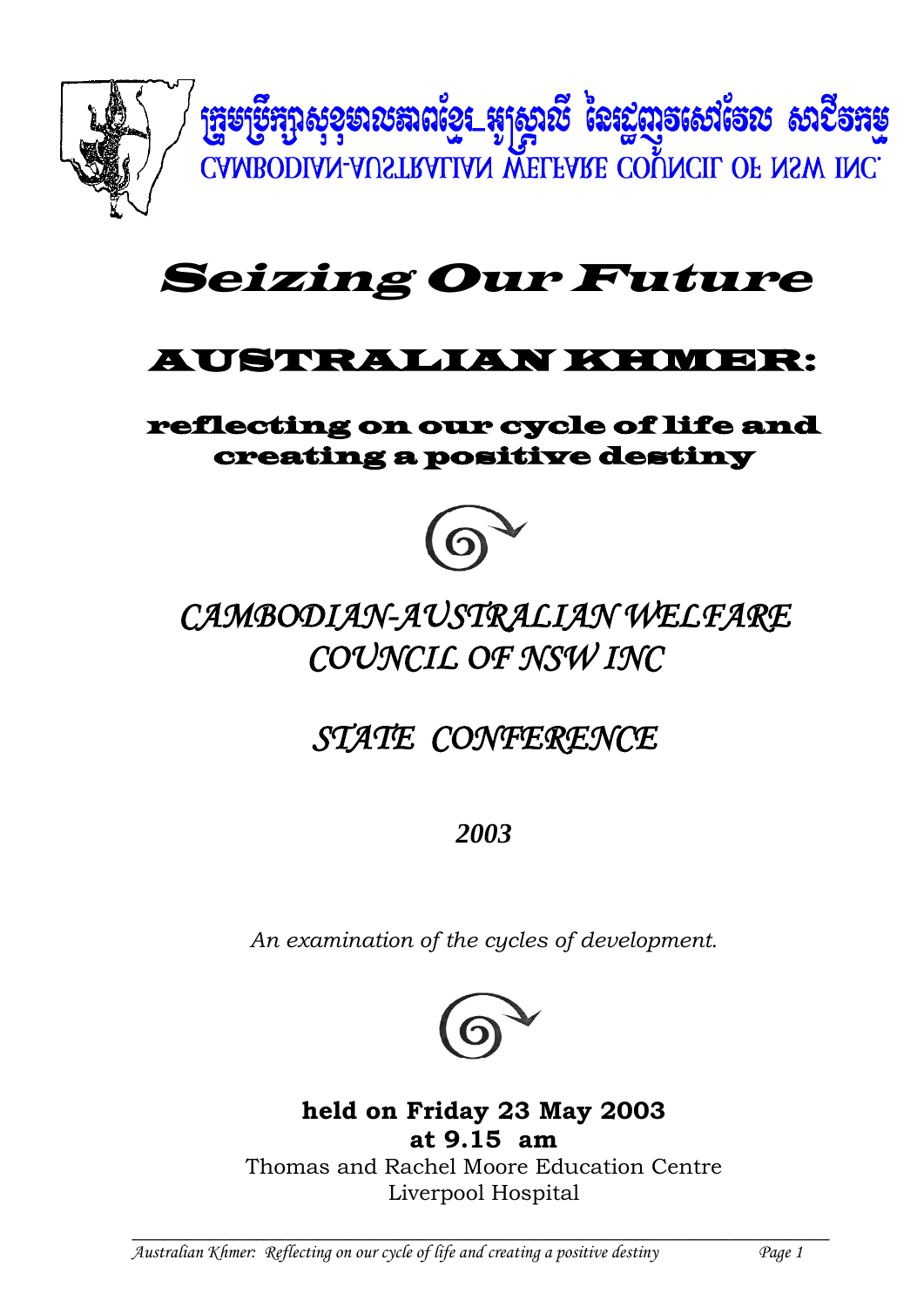ក្រុមប្រឹក្សាសុខុមាលភាពខ្មែរ-អូស្ត្រាលី នៃរដ្ឋញូវសៅវែល សាជីវកម្ម

CAMBODIAN-AUSTRALIAN WELFARE COUNCIL OF NSW INC.

# Seizing Our Future

## AUSTRALIAN KHMER:

### reflecting on our cycle of life and creating a positive destiny

*CAMBODIAN-AUSTRALIAN WELFARE COUNCIL OF NSW INC*

*STATE CONFERENCE*

***2003***

*An examination of the cycles of development.*

**held on Friday 23 May 2003**
**at 9.15 am**

Thomas and Rachel Moore Education Centre
Liverpool Hospital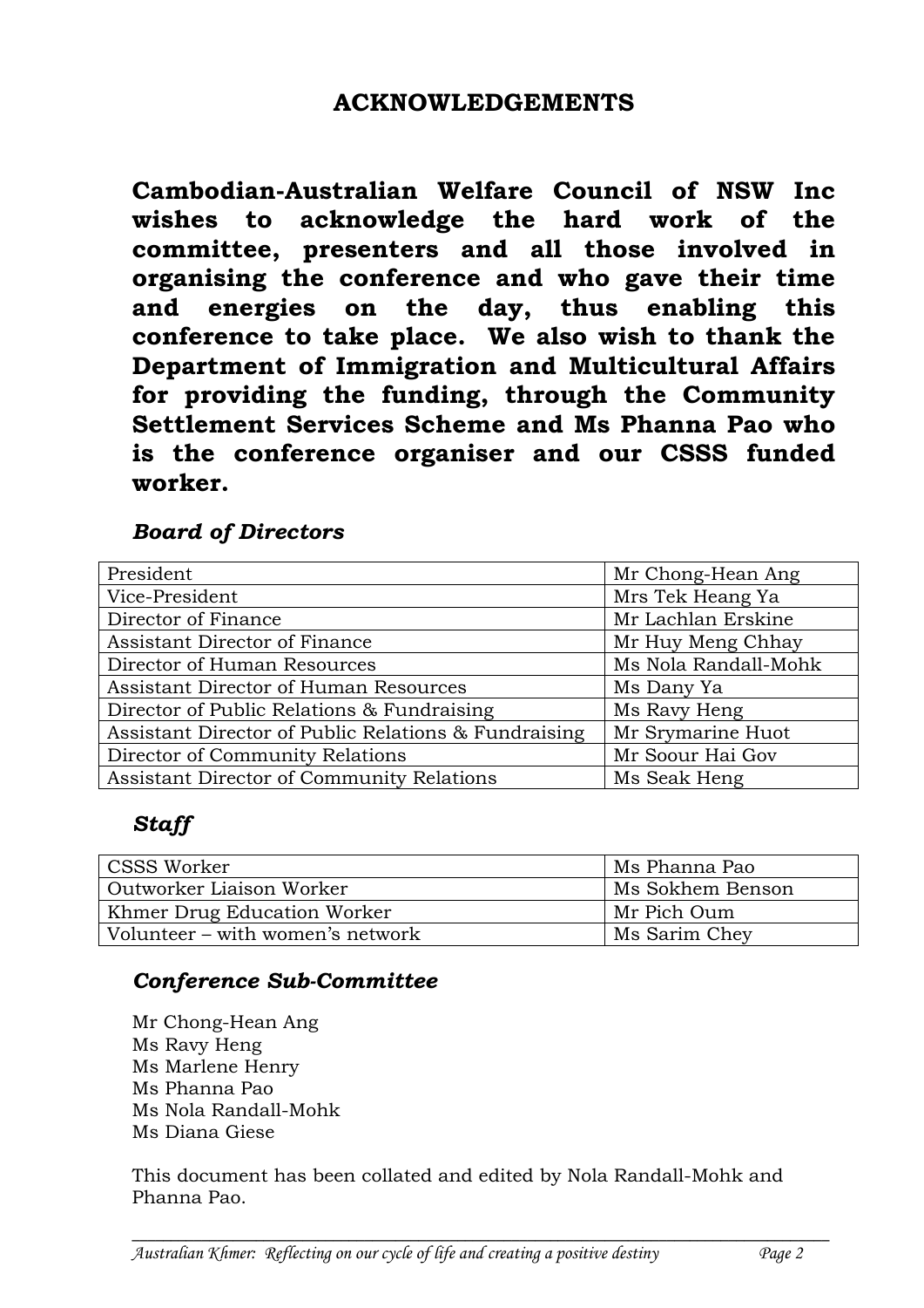## ACKNOWLEDGEMENTS

**Cambodian-Australian Welfare Council of NSW Inc wishes to acknowledge the hard work of the committee, presenters and all those involved in organising the conference and who gave their time and energies on the day, thus enabling this conference to take place. We also wish to thank the Department of Immigration and Multicultural Affairs for providing the funding, through the Community Settlement Services Scheme and Ms Phanna Pao who is the conference organiser and our CSSS funded worker.**

### *Board of Directors*

| | |
|---|---|
| President | Mr Chong-Hean Ang |
| Vice-President | Mrs Tek Heang Ya |
| Director of Finance | Mr Lachlan Erskine |
| Assistant Director of Finance | Mr Huy Meng Chhay |
| Director of Human Resources | Ms Nola Randall-Mohk |
| Assistant Director of Human Resources | Ms Dany Ya |
| Director of Public Relations & Fundraising | Ms Ravy Heng |
| Assistant Director of Public Relations & Fundraising | Mr Srymarine Huot |
| Director of Community Relations | Mr Soour Hai Gov |
| Assistant Director of Community Relations | Ms Seak Heng |

### *Staff*

| | |
|---|---|
| CSSS Worker | Ms Phanna Pao |
| Outworker Liaison Worker | Ms Sokhem Benson |
| Khmer Drug Education Worker | Mr Pich Oum |
| Volunteer – with women's network | Ms Sarim Chey |

### *Conference Sub-Committee*

Mr Chong-Hean Ang
Ms Ravy Heng
Ms Marlene Henry
Ms Phanna Pao
Ms Nola Randall-Mohk
Ms Diana Giese

This document has been collated and edited by Nola Randall-Mohk and Phanna Pao.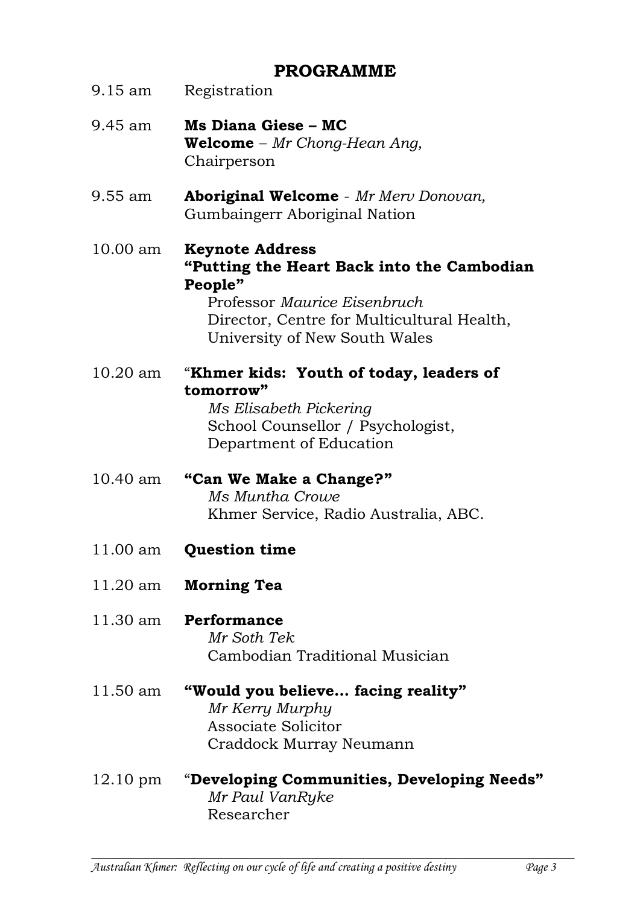## PROGRAMME

| | |
|---|---|
| 9.15 am | Registration |
| 9.45 am | **Ms Diana Giese – MC**<br>**Welcome** – *Mr Chong-Hean Ang,* Chairperson |
| 9.55 am | **Aboriginal Welcome** - *Mr Merv Donovan,* Gumbaingerr Aboriginal Nation |
| 10.00 am | **Keynote Address**<br>**"Putting the Heart Back into the Cambodian People"**<br>Professor *Maurice Eisenbruch*<br>Director, Centre for Multicultural Health, University of New South Wales |
| 10.20 am | "**Khmer kids: Youth of today, leaders of tomorrow"**<br>*Ms Elisabeth Pickering*<br>School Counsellor / Psychologist, Department of Education |
| 10.40 am | **"Can We Make a Change?"**<br>*Ms Muntha Crowe*<br>Khmer Service, Radio Australia, ABC. |
| 11.00 am | **Question time** |
| 11.20 am | **Morning Tea** |
| 11.30 am | **Performance**<br>*Mr Soth Tek*<br>Cambodian Traditional Musician |
| 11.50 am | **"Would you believe… facing reality"**<br>*Mr Kerry Murphy*<br>Associate Solicitor<br>Craddock Murray Neumann |
| 12.10 pm | "**Developing Communities, Developing Needs"**<br>*Mr Paul VanRyke*<br>Researcher |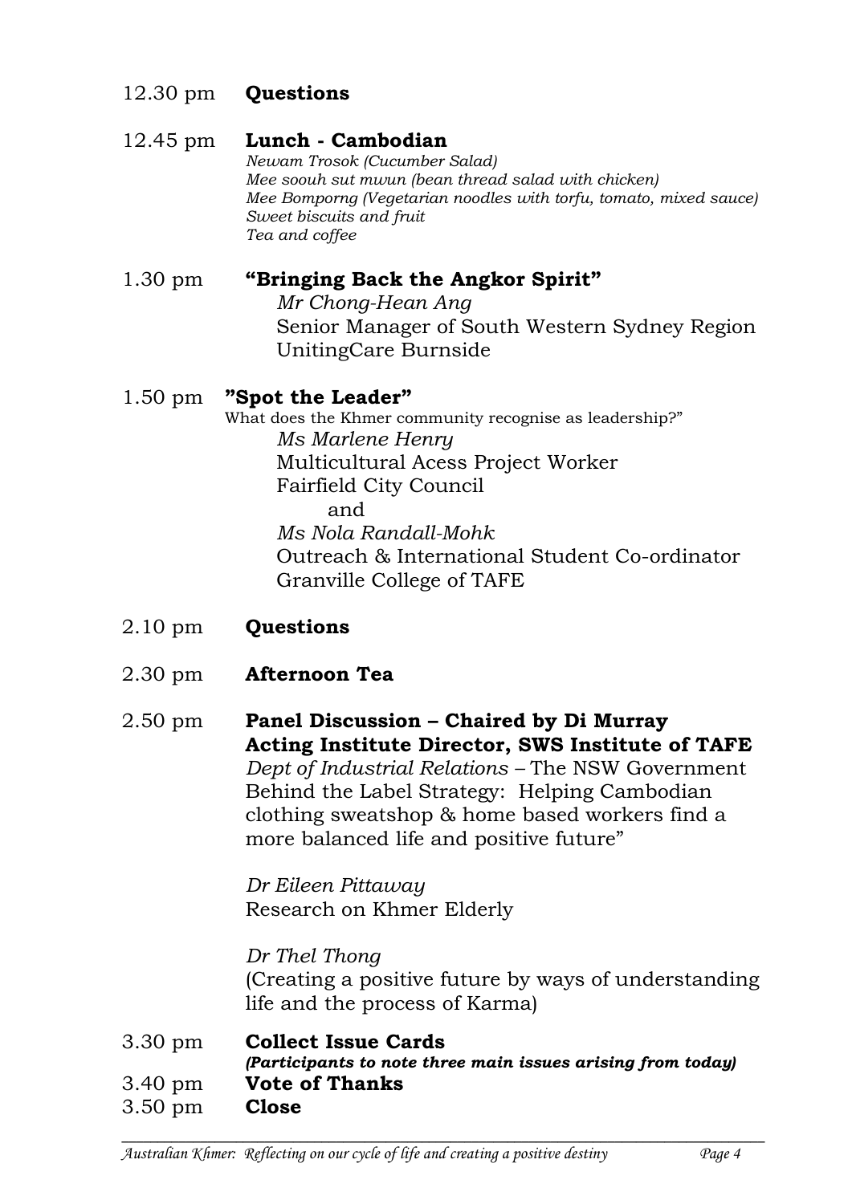12.30 pm **Questions**

12.45 pm **Lunch - Cambodian**

*Newam Trosok (Cucumber Salad)*
*Mee soouh sut mwun (bean thread salad with chicken)*
*Mee Bomporng (Vegetarian noodles with torfu, tomato, mixed sauce)*
*Sweet biscuits and fruit*
*Tea and coffee*

1.30 pm **"Bringing Back the Angkor Spirit"**

*Mr Chong-Hean Ang*
Senior Manager of South Western Sydney Region
UnitingCare Burnside

1.50 pm **"Spot the Leader"**

What does the Khmer community recognise as leadership?"

*Ms Marlene Henry*
Multicultural Acess Project Worker
Fairfield City Council

and

*Ms Nola Randall-Mohk*
Outreach & International Student Co-ordinator
Granville College of TAFE

2.10 pm **Questions**

2.30 pm **Afternoon Tea**

2.50 pm **Panel Discussion – Chaired by Di Murray**
**Acting Institute Director, SWS Institute of TAFE**

*Dept of Industrial Relations* – The NSW Government Behind the Label Strategy: Helping Cambodian clothing sweatshop & home based workers find a more balanced life and positive future"

*Dr Eileen Pittaway*
Research on Khmer Elderly

*Dr Thel Thong*
(Creating a positive future by ways of understanding life and the process of Karma)

3.30 pm **Collect Issue Cards**
***(Participants to note three main issues arising from today)***

3.40 pm **Vote of Thanks**

3.50 pm **Close**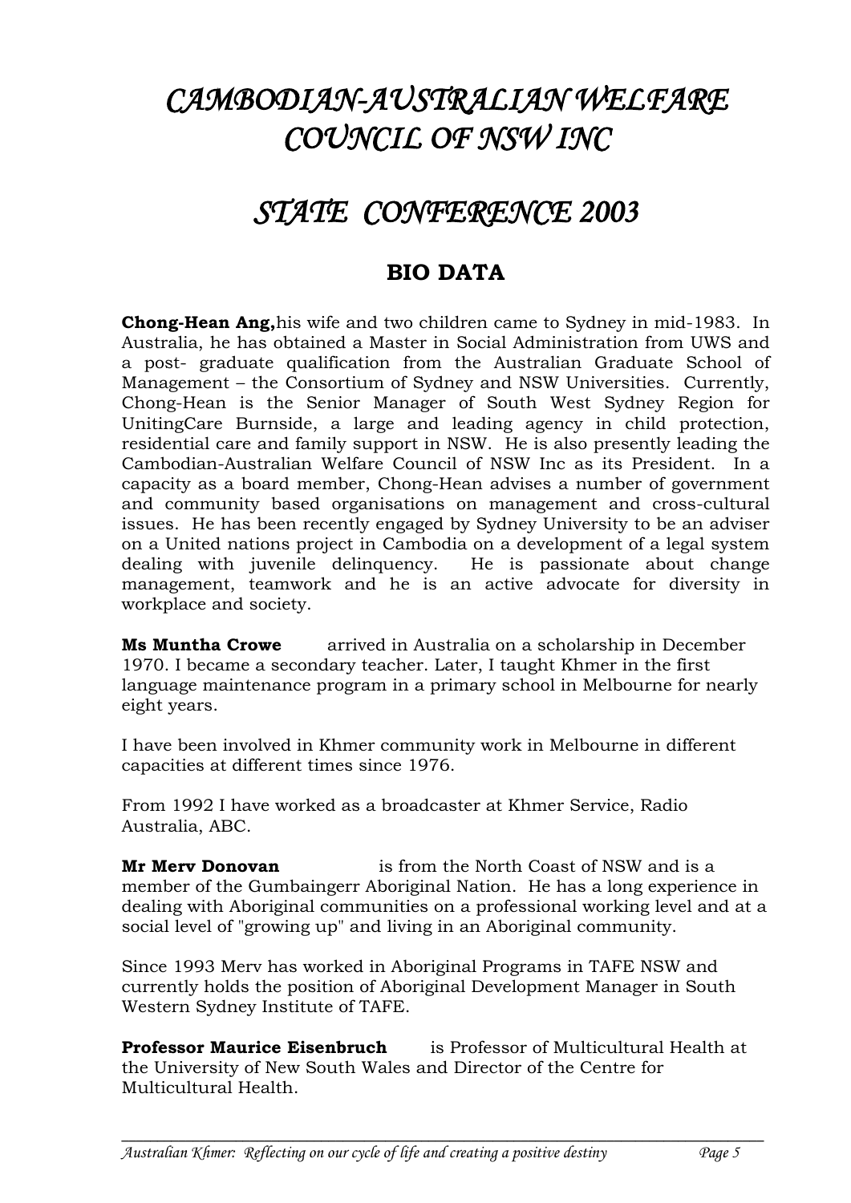# *CAMBODIAN-AUSTRALIAN WELFARE COUNCIL OF NSW INC*

# *STATE CONFERENCE 2003*

## BIO DATA

**Chong-Hean Ang,**his wife and two children came to Sydney in mid-1983. In Australia, he has obtained a Master in Social Administration from UWS and a post- graduate qualification from the Australian Graduate School of Management – the Consortium of Sydney and NSW Universities. Currently, Chong-Hean is the Senior Manager of South West Sydney Region for UnitingCare Burnside, a large and leading agency in child protection, residential care and family support in NSW. He is also presently leading the Cambodian-Australian Welfare Council of NSW Inc as its President. In a capacity as a board member, Chong-Hean advises a number of government and community based organisations on management and cross-cultural issues. He has been recently engaged by Sydney University to be an adviser on a United nations project in Cambodia on a development of a legal system dealing with juvenile delinquency. He is passionate about change management, teamwork and he is an active advocate for diversity in workplace and society.

**Ms Muntha Crowe** arrived in Australia on a scholarship in December 1970. I became a secondary teacher. Later, I taught Khmer in the first language maintenance program in a primary school in Melbourne for nearly eight years.

I have been involved in Khmer community work in Melbourne in different capacities at different times since 1976.

From 1992 I have worked as a broadcaster at Khmer Service, Radio Australia, ABC.

**Mr Merv Donovan** is from the North Coast of NSW and is a member of the Gumbaingerr Aboriginal Nation. He has a long experience in dealing with Aboriginal communities on a professional working level and at a social level of "growing up" and living in an Aboriginal community.

Since 1993 Merv has worked in Aboriginal Programs in TAFE NSW and currently holds the position of Aboriginal Development Manager in South Western Sydney Institute of TAFE.

**Professor Maurice Eisenbruch** is Professor of Multicultural Health at the University of New South Wales and Director of the Centre for Multicultural Health.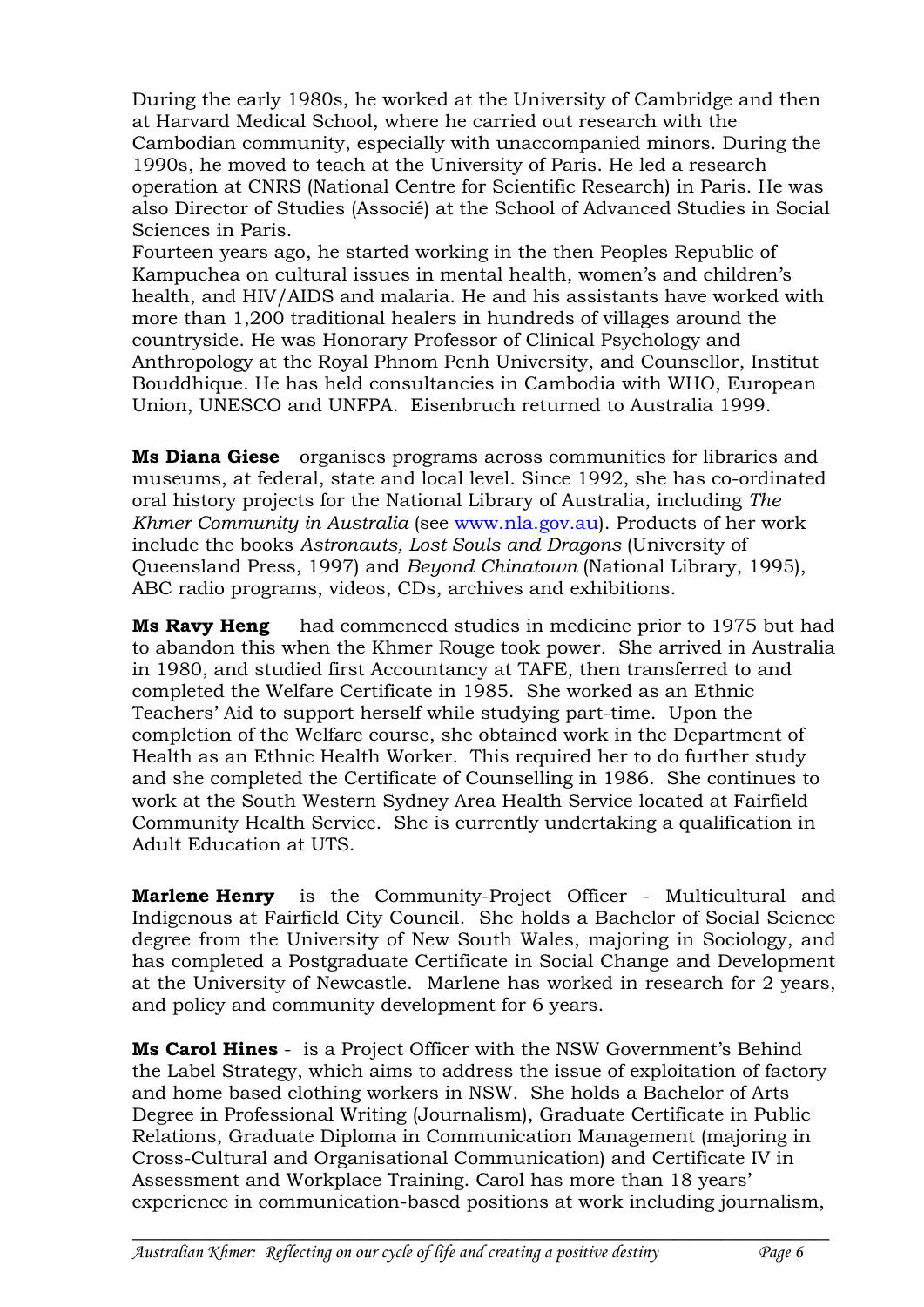During the early 1980s, he worked at the University of Cambridge and then at Harvard Medical School, where he carried out research with the Cambodian community, especially with unaccompanied minors. During the 1990s, he moved to teach at the University of Paris. He led a research operation at CNRS (National Centre for Scientific Research) in Paris. He was also Director of Studies (Associé) at the School of Advanced Studies in Social Sciences in Paris.
Fourteen years ago, he started working in the then Peoples Republic of Kampuchea on cultural issues in mental health, women's and children's health, and HIV/AIDS and malaria. He and his assistants have worked with more than 1,200 traditional healers in hundreds of villages around the countryside. He was Honorary Professor of Clinical Psychology and Anthropology at the Royal Phnom Penh University, and Counsellor, Institut Bouddhique. He has held consultancies in Cambodia with WHO, European Union, UNESCO and UNFPA. Eisenbruch returned to Australia 1999.

**Ms Diana Giese** organises programs across communities for libraries and museums, at federal, state and local level. Since 1992, she has co-ordinated oral history projects for the National Library of Australia, including *The Khmer Community in Australia* (see www.nla.gov.au). Products of her work include the books *Astronauts, Lost Souls and Dragons* (University of Queensland Press, 1997) and *Beyond Chinatown* (National Library, 1995), ABC radio programs, videos, CDs, archives and exhibitions.

**Ms Ravy Heng** had commenced studies in medicine prior to 1975 but had to abandon this when the Khmer Rouge took power. She arrived in Australia in 1980, and studied first Accountancy at TAFE, then transferred to and completed the Welfare Certificate in 1985. She worked as an Ethnic Teachers' Aid to support herself while studying part-time. Upon the completion of the Welfare course, she obtained work in the Department of Health as an Ethnic Health Worker. This required her to do further study and she completed the Certificate of Counselling in 1986. She continues to work at the South Western Sydney Area Health Service located at Fairfield Community Health Service. She is currently undertaking a qualification in Adult Education at UTS.

**Marlene Henry** is the Community-Project Officer - Multicultural and Indigenous at Fairfield City Council. She holds a Bachelor of Social Science degree from the University of New South Wales, majoring in Sociology, and has completed a Postgraduate Certificate in Social Change and Development at the University of Newcastle. Marlene has worked in research for 2 years, and policy and community development for 6 years.

**Ms Carol Hines** - is a Project Officer with the NSW Government's Behind the Label Strategy, which aims to address the issue of exploitation of factory and home based clothing workers in NSW. She holds a Bachelor of Arts Degree in Professional Writing (Journalism), Graduate Certificate in Public Relations, Graduate Diploma in Communication Management (majoring in Cross-Cultural and Organisational Communication) and Certificate IV in Assessment and Workplace Training. Carol has more than 18 years' experience in communication-based positions at work including journalism,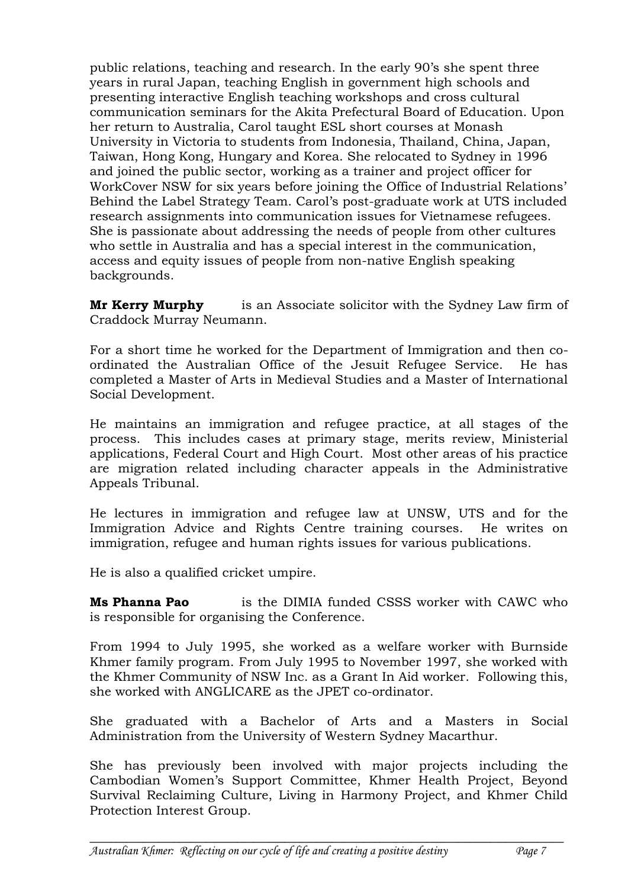public relations, teaching and research. In the early 90's she spent three years in rural Japan, teaching English in government high schools and presenting interactive English teaching workshops and cross cultural communication seminars for the Akita Prefectural Board of Education. Upon her return to Australia, Carol taught ESL short courses at Monash University in Victoria to students from Indonesia, Thailand, China, Japan, Taiwan, Hong Kong, Hungary and Korea. She relocated to Sydney in 1996 and joined the public sector, working as a trainer and project officer for WorkCover NSW for six years before joining the Office of Industrial Relations' Behind the Label Strategy Team. Carol's post-graduate work at UTS included research assignments into communication issues for Vietnamese refugees. She is passionate about addressing the needs of people from other cultures who settle in Australia and has a special interest in the communication, access and equity issues of people from non-native English speaking backgrounds.

**Mr Kerry Murphy** is an Associate solicitor with the Sydney Law firm of Craddock Murray Neumann.

For a short time he worked for the Department of Immigration and then co-ordinated the Australian Office of the Jesuit Refugee Service. He has completed a Master of Arts in Medieval Studies and a Master of International Social Development.

He maintains an immigration and refugee practice, at all stages of the process. This includes cases at primary stage, merits review, Ministerial applications, Federal Court and High Court. Most other areas of his practice are migration related including character appeals in the Administrative Appeals Tribunal.

He lectures in immigration and refugee law at UNSW, UTS and for the Immigration Advice and Rights Centre training courses. He writes on immigration, refugee and human rights issues for various publications.

He is also a qualified cricket umpire.

**Ms Phanna Pao** is the DIMIA funded CSSS worker with CAWC who is responsible for organising the Conference.

From 1994 to July 1995, she worked as a welfare worker with Burnside Khmer family program. From July 1995 to November 1997, she worked with the Khmer Community of NSW Inc. as a Grant In Aid worker. Following this, she worked with ANGLICARE as the JPET co-ordinator.

She graduated with a Bachelor of Arts and a Masters in Social Administration from the University of Western Sydney Macarthur.

She has previously been involved with major projects including the Cambodian Women's Support Committee, Khmer Health Project, Beyond Survival Reclaiming Culture, Living in Harmony Project, and Khmer Child Protection Interest Group.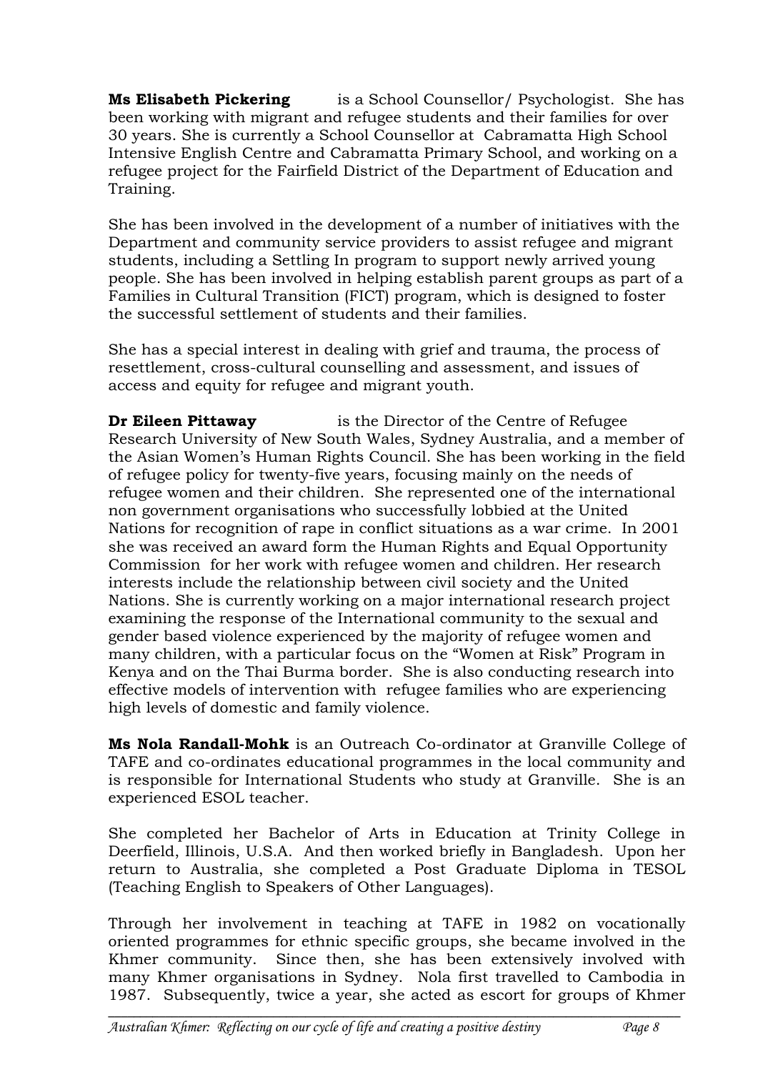**Ms Elisabeth Pickering** is a School Counsellor/ Psychologist. She has been working with migrant and refugee students and their families for over 30 years. She is currently a School Counsellor at Cabramatta High School Intensive English Centre and Cabramatta Primary School, and working on a refugee project for the Fairfield District of the Department of Education and Training.

She has been involved in the development of a number of initiatives with the Department and community service providers to assist refugee and migrant students, including a Settling In program to support newly arrived young people. She has been involved in helping establish parent groups as part of a Families in Cultural Transition (FICT) program, which is designed to foster the successful settlement of students and their families.

She has a special interest in dealing with grief and trauma, the process of resettlement, cross-cultural counselling and assessment, and issues of access and equity for refugee and migrant youth.

**Dr Eileen Pittaway** is the Director of the Centre of Refugee Research University of New South Wales, Sydney Australia, and a member of the Asian Women's Human Rights Council. She has been working in the field of refugee policy for twenty-five years, focusing mainly on the needs of refugee women and their children. She represented one of the international non government organisations who successfully lobbied at the United Nations for recognition of rape in conflict situations as a war crime. In 2001 she was received an award form the Human Rights and Equal Opportunity Commission for her work with refugee women and children. Her research interests include the relationship between civil society and the United Nations. She is currently working on a major international research project examining the response of the International community to the sexual and gender based violence experienced by the majority of refugee women and many children, with a particular focus on the "Women at Risk" Program in Kenya and on the Thai Burma border. She is also conducting research into effective models of intervention with refugee families who are experiencing high levels of domestic and family violence.

**Ms Nola Randall-Mohk** is an Outreach Co-ordinator at Granville College of TAFE and co-ordinates educational programmes in the local community and is responsible for International Students who study at Granville. She is an experienced ESOL teacher.

She completed her Bachelor of Arts in Education at Trinity College in Deerfield, Illinois, U.S.A. And then worked briefly in Bangladesh. Upon her return to Australia, she completed a Post Graduate Diploma in TESOL (Teaching English to Speakers of Other Languages).

Through her involvement in teaching at TAFE in 1982 on vocationally oriented programmes for ethnic specific groups, she became involved in the Khmer community. Since then, she has been extensively involved with many Khmer organisations in Sydney. Nola first travelled to Cambodia in 1987. Subsequently, twice a year, she acted as escort for groups of Khmer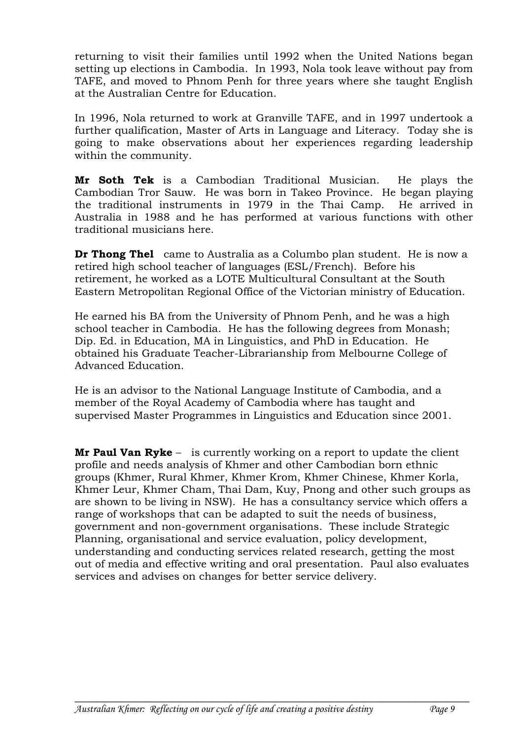returning to visit their families until 1992 when the United Nations began setting up elections in Cambodia. In 1993, Nola took leave without pay from TAFE, and moved to Phnom Penh for three years where she taught English at the Australian Centre for Education.

In 1996, Nola returned to work at Granville TAFE, and in 1997 undertook a further qualification, Master of Arts in Language and Literacy. Today she is going to make observations about her experiences regarding leadership within the community.

**Mr Soth Tek** is a Cambodian Traditional Musician. He plays the Cambodian Tror Sauw. He was born in Takeo Province. He began playing the traditional instruments in 1979 in the Thai Camp. He arrived in Australia in 1988 and he has performed at various functions with other traditional musicians here.

**Dr Thong Thel** came to Australia as a Columbo plan student. He is now a retired high school teacher of languages (ESL/French). Before his retirement, he worked as a LOTE Multicultural Consultant at the South Eastern Metropolitan Regional Office of the Victorian ministry of Education.

He earned his BA from the University of Phnom Penh, and he was a high school teacher in Cambodia. He has the following degrees from Monash; Dip. Ed. in Education, MA in Linguistics, and PhD in Education. He obtained his Graduate Teacher-Librarianship from Melbourne College of Advanced Education.

He is an advisor to the National Language Institute of Cambodia, and a member of the Royal Academy of Cambodia where has taught and supervised Master Programmes in Linguistics and Education since 2001.

**Mr Paul Van Ryke** – is currently working on a report to update the client profile and needs analysis of Khmer and other Cambodian born ethnic groups (Khmer, Rural Khmer, Khmer Krom, Khmer Chinese, Khmer Korla, Khmer Leur, Khmer Cham, Thai Dam, Kuy, Pnong and other such groups as are shown to be living in NSW). He has a consultancy service which offers a range of workshops that can be adapted to suit the needs of business, government and non-government organisations. These include Strategic Planning, organisational and service evaluation, policy development, understanding and conducting services related research, getting the most out of media and effective writing and oral presentation. Paul also evaluates services and advises on changes for better service delivery.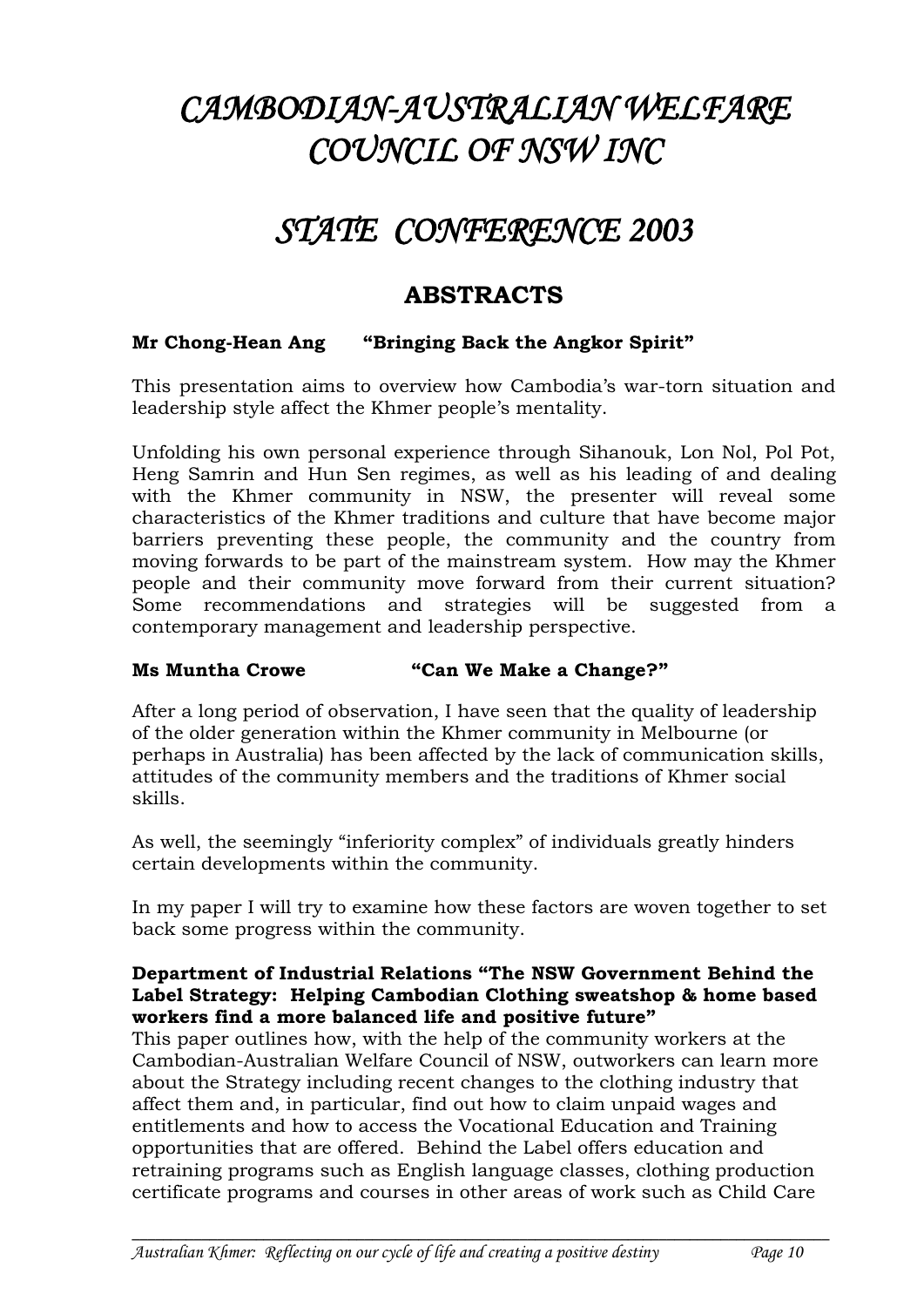# *CAMBODIAN-AUSTRALIAN WELFARE COUNCIL OF NSW INC*

# *STATE CONFERENCE 2003*

## ABSTRACTS

**Mr Chong-Hean Ang "Bringing Back the Angkor Spirit"**

This presentation aims to overview how Cambodia's war-torn situation and leadership style affect the Khmer people's mentality.

Unfolding his own personal experience through Sihanouk, Lon Nol, Pol Pot, Heng Samrin and Hun Sen regimes, as well as his leading of and dealing with the Khmer community in NSW, the presenter will reveal some characteristics of the Khmer traditions and culture that have become major barriers preventing these people, the community and the country from moving forwards to be part of the mainstream system. How may the Khmer people and their community move forward from their current situation? Some recommendations and strategies will be suggested from a contemporary management and leadership perspective.

**Ms Muntha Crowe "Can We Make a Change?"**

After a long period of observation, I have seen that the quality of leadership of the older generation within the Khmer community in Melbourne (or perhaps in Australia) has been affected by the lack of communication skills, attitudes of the community members and the traditions of Khmer social skills.

As well, the seemingly "inferiority complex" of individuals greatly hinders certain developments within the community.

In my paper I will try to examine how these factors are woven together to set back some progress within the community.

**Department of Industrial Relations "The NSW Government Behind the Label Strategy: Helping Cambodian Clothing sweatshop & home based workers find a more balanced life and positive future"**

This paper outlines how, with the help of the community workers at the Cambodian-Australian Welfare Council of NSW, outworkers can learn more about the Strategy including recent changes to the clothing industry that affect them and, in particular, find out how to claim unpaid wages and entitlements and how to access the Vocational Education and Training opportunities that are offered. Behind the Label offers education and retraining programs such as English language classes, clothing production certificate programs and courses in other areas of work such as Child Care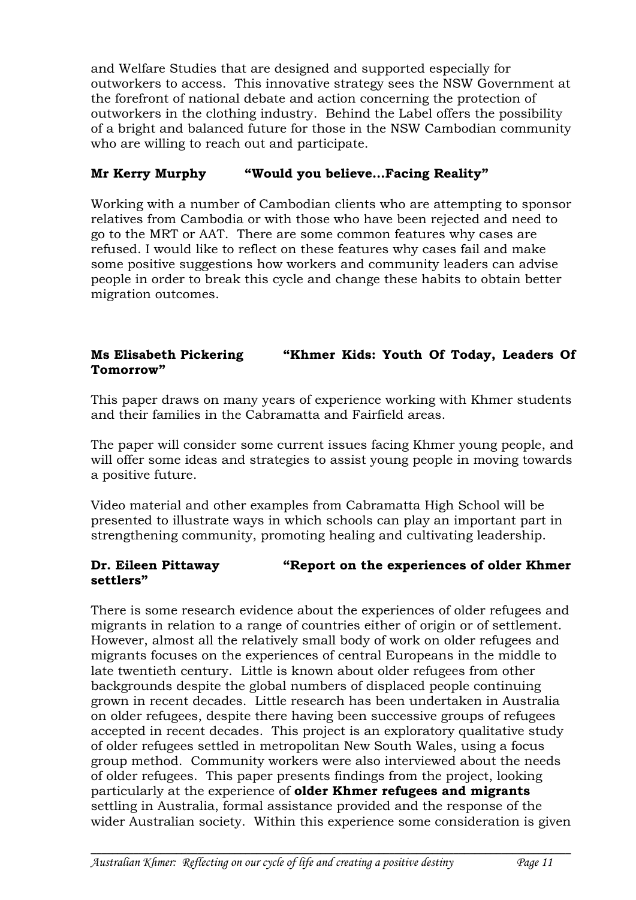and Welfare Studies that are designed and supported especially for outworkers to access. This innovative strategy sees the NSW Government at the forefront of national debate and action concerning the protection of outworkers in the clothing industry. Behind the Label offers the possibility of a bright and balanced future for those in the NSW Cambodian community who are willing to reach out and participate.

**Mr Kerry Murphy "Would you believe…Facing Reality"**

Working with a number of Cambodian clients who are attempting to sponsor relatives from Cambodia or with those who have been rejected and need to go to the MRT or AAT. There are some common features why cases are refused. I would like to reflect on these features why cases fail and make some positive suggestions how workers and community leaders can advise people in order to break this cycle and change these habits to obtain better migration outcomes.

**Ms Elisabeth Pickering "Khmer Kids: Youth Of Today, Leaders Of Tomorrow"**

This paper draws on many years of experience working with Khmer students and their families in the Cabramatta and Fairfield areas.

The paper will consider some current issues facing Khmer young people, and will offer some ideas and strategies to assist young people in moving towards a positive future.

Video material and other examples from Cabramatta High School will be presented to illustrate ways in which schools can play an important part in strengthening community, promoting healing and cultivating leadership.

**Dr. Eileen Pittaway "Report on the experiences of older Khmer settlers"**

There is some research evidence about the experiences of older refugees and migrants in relation to a range of countries either of origin or of settlement. However, almost all the relatively small body of work on older refugees and migrants focuses on the experiences of central Europeans in the middle to late twentieth century. Little is known about older refugees from other backgrounds despite the global numbers of displaced people continuing grown in recent decades. Little research has been undertaken in Australia on older refugees, despite there having been successive groups of refugees accepted in recent decades. This project is an exploratory qualitative study of older refugees settled in metropolitan New South Wales, using a focus group method. Community workers were also interviewed about the needs of older refugees. This paper presents findings from the project, looking particularly at the experience of **older Khmer refugees and migrants** settling in Australia, formal assistance provided and the response of the wider Australian society. Within this experience some consideration is given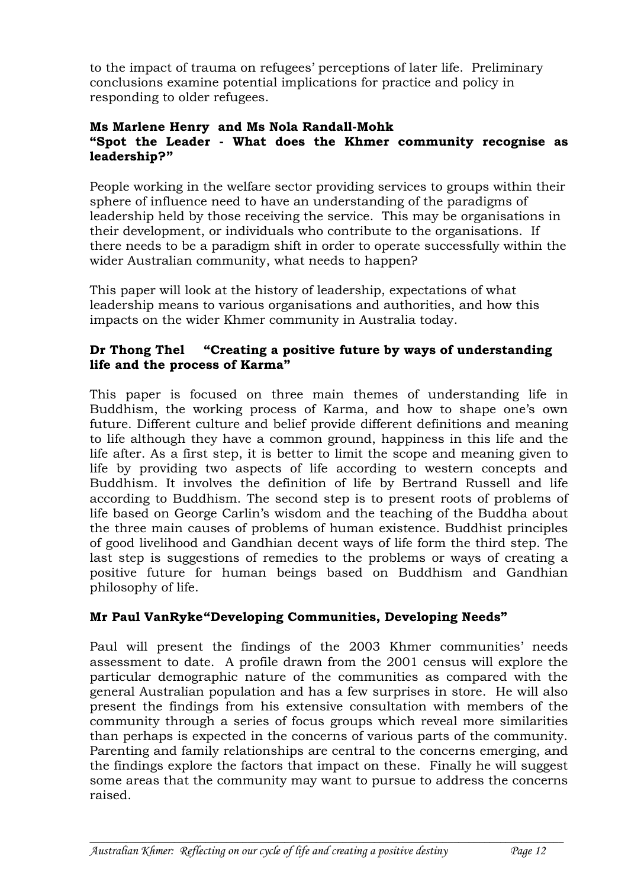to the impact of trauma on refugees' perceptions of later life. Preliminary conclusions examine potential implications for practice and policy in responding to older refugees.

**Ms Marlene Henry and Ms Nola Randall-Mohk**
**"Spot the Leader - What does the Khmer community recognise as leadership?"**

People working in the welfare sector providing services to groups within their sphere of influence need to have an understanding of the paradigms of leadership held by those receiving the service. This may be organisations in their development, or individuals who contribute to the organisations. If there needs to be a paradigm shift in order to operate successfully within the wider Australian community, what needs to happen?

This paper will look at the history of leadership, expectations of what leadership means to various organisations and authorities, and how this impacts on the wider Khmer community in Australia today.

**Dr Thong Thel "Creating a positive future by ways of understanding life and the process of Karma"**

This paper is focused on three main themes of understanding life in Buddhism, the working process of Karma, and how to shape one's own future. Different culture and belief provide different definitions and meaning to life although they have a common ground, happiness in this life and the life after. As a first step, it is better to limit the scope and meaning given to life by providing two aspects of life according to western concepts and Buddhism. It involves the definition of life by Bertrand Russell and life according to Buddhism. The second step is to present roots of problems of life based on George Carlin's wisdom and the teaching of the Buddha about the three main causes of problems of human existence. Buddhist principles of good livelihood and Gandhian decent ways of life form the third step. The last step is suggestions of remedies to the problems or ways of creating a positive future for human beings based on Buddhism and Gandhian philosophy of life.

**Mr Paul VanRyke"Developing Communities, Developing Needs"**

Paul will present the findings of the 2003 Khmer communities' needs assessment to date. A profile drawn from the 2001 census will explore the particular demographic nature of the communities as compared with the general Australian population and has a few surprises in store. He will also present the findings from his extensive consultation with members of the community through a series of focus groups which reveal more similarities than perhaps is expected in the concerns of various parts of the community. Parenting and family relationships are central to the concerns emerging, and the findings explore the factors that impact on these. Finally he will suggest some areas that the community may want to pursue to address the concerns raised.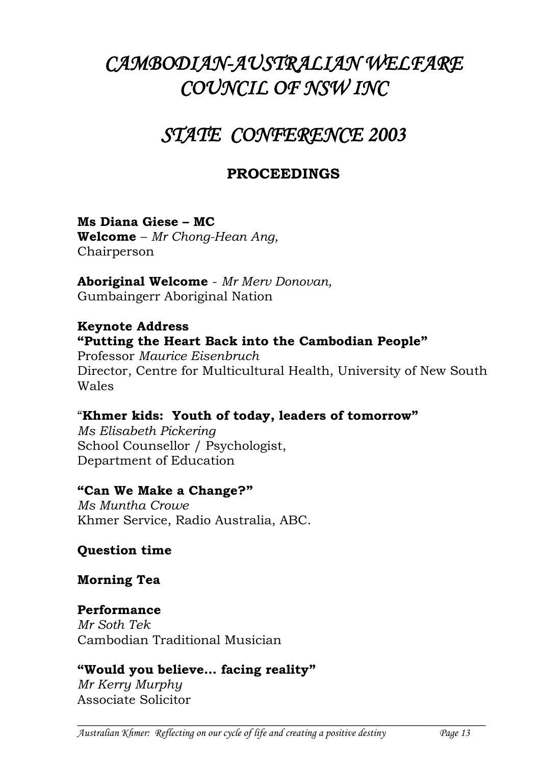# *CAMBODIAN-AUSTRALIAN WELFARE COUNCIL OF NSW INC*

# *STATE CONFERENCE 2003*

## PROCEEDINGS

**Ms Diana Giese – MC**
**Welcome** – *Mr Chong-Hean Ang,*
Chairperson

**Aboriginal Welcome** - *Mr Merv Donovan,*
Gumbaingerr Aboriginal Nation

**Keynote Address**
**"Putting the Heart Back into the Cambodian People"**
Professor *Maurice Eisenbruch*
Director, Centre for Multicultural Health, University of New South Wales

"**Khmer kids: Youth of today, leaders of tomorrow"**
*Ms Elisabeth Pickering*
School Counsellor / Psychologist,
Department of Education

**"Can We Make a Change?"**
*Ms Muntha Crowe*
Khmer Service, Radio Australia, ABC.

**Question time**

**Morning Tea**

**Performance**
*Mr Soth Tek*
Cambodian Traditional Musician

**"Would you believe… facing reality"**
*Mr Kerry Murphy*
Associate Solicitor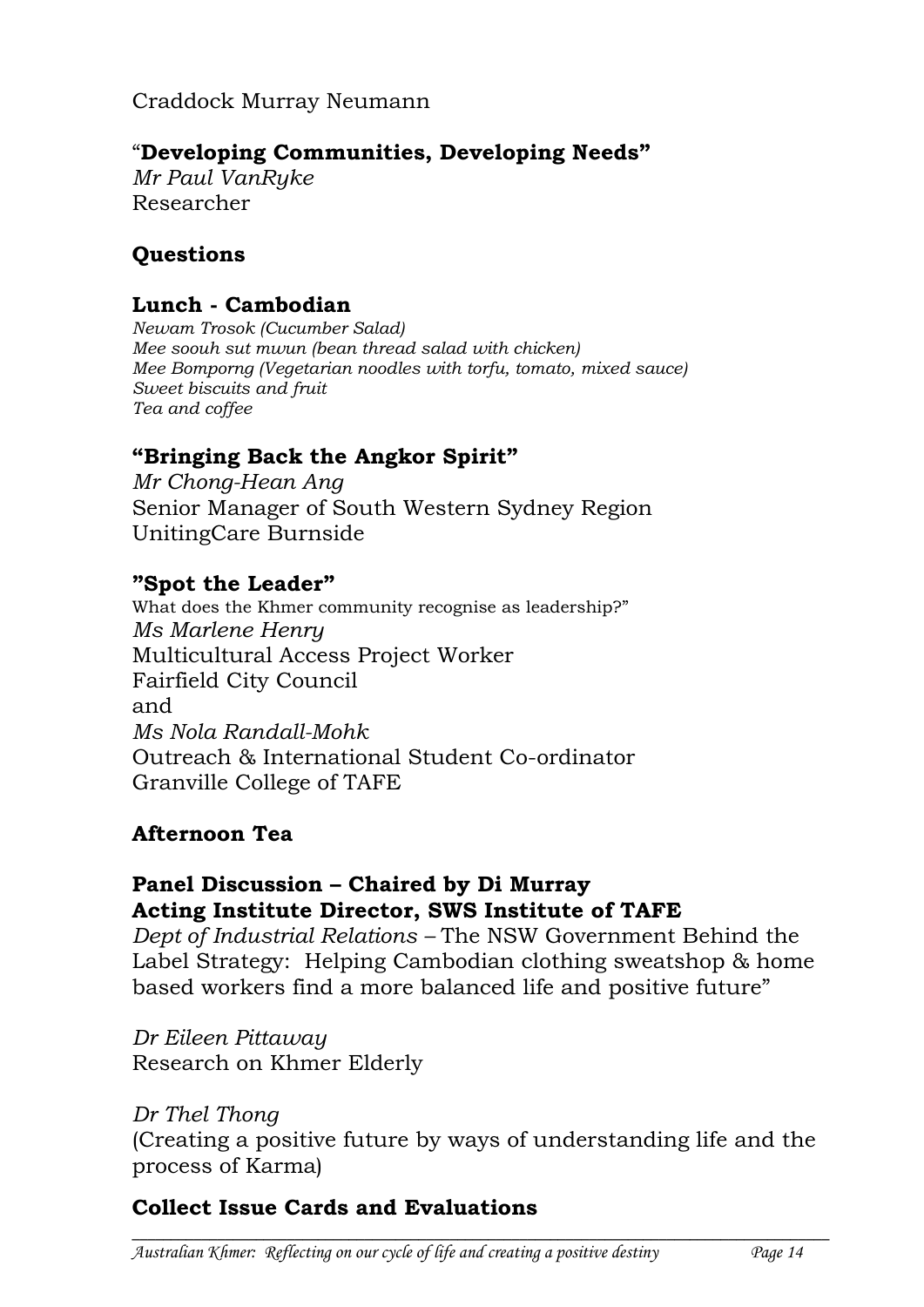Craddock Murray Neumann

**"Developing Communities, Developing Needs"**
*Mr Paul VanRyke*
Researcher

**Questions**

**Lunch - Cambodian**
*Newam Trosok (Cucumber Salad)*
*Mee soouh sut mwun (bean thread salad with chicken)*
*Mee Bomporng (Vegetarian noodles with torfu, tomato, mixed sauce)*
*Sweet biscuits and fruit*
*Tea and coffee*

**"Bringing Back the Angkor Spirit"**
*Mr Chong-Hean Ang*
Senior Manager of South Western Sydney Region
UnitingCare Burnside

**"Spot the Leader"**
What does the Khmer community recognise as leadership?"
*Ms Marlene Henry*
Multicultural Access Project Worker
Fairfield City Council
and
*Ms Nola Randall-Mohk*
Outreach & International Student Co-ordinator
Granville College of TAFE

**Afternoon Tea**

**Panel Discussion – Chaired by Di Murray**
**Acting Institute Director, SWS Institute of TAFE**
*Dept of Industrial Relations* – The NSW Government Behind the Label Strategy: Helping Cambodian clothing sweatshop & home based workers find a more balanced life and positive future"

*Dr Eileen Pittaway*
Research on Khmer Elderly

*Dr Thel Thong*
(Creating a positive future by ways of understanding life and the process of Karma)

**Collect Issue Cards and Evaluations**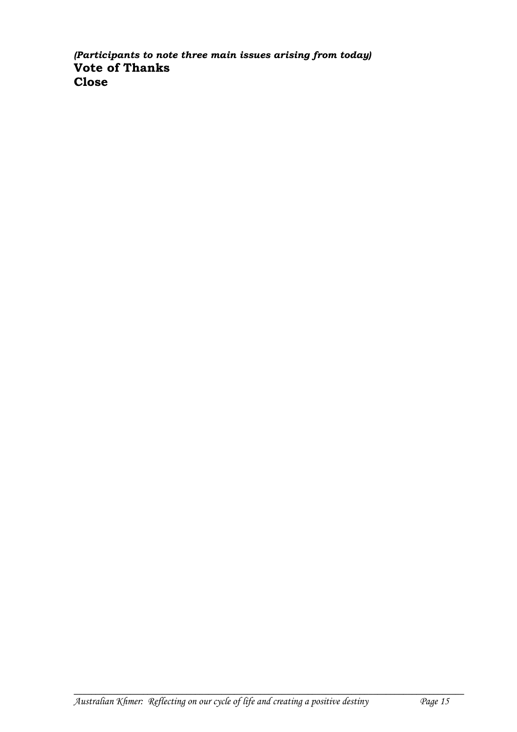***(Participants to note three main issues arising from today)***

**Vote of Thanks**

**Close**